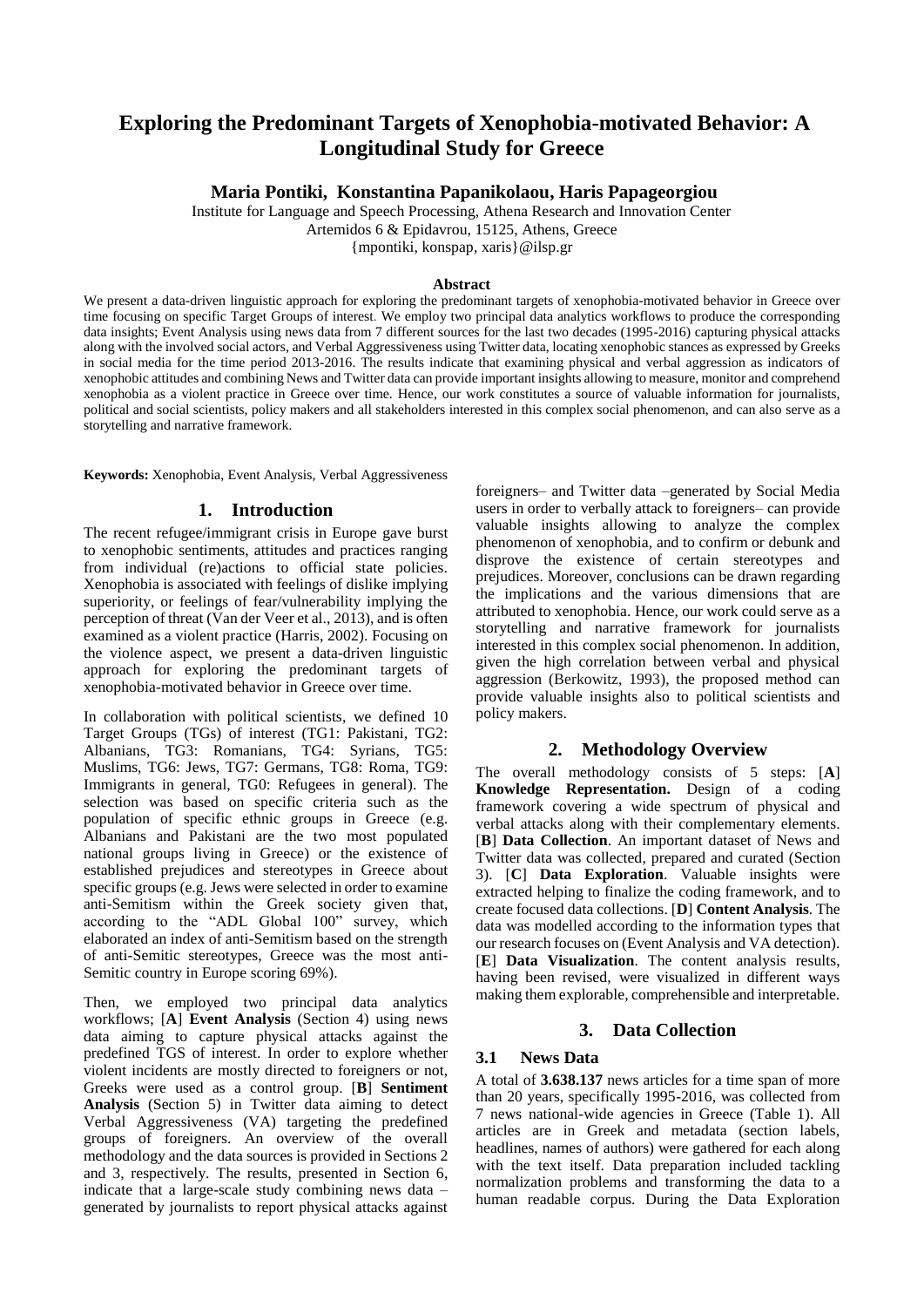# Exploring the Predominant Targets of Xenophobia-motivated Behavior: A Longitudinal Study for Greece

**Maria Pontiki, Konstantina Papanikolaou, Haris Papageorgiou**

Institute for Language and Speech Processing, Athena Research and Innovation Center
Artemidos 6 & Epidavrou, 15125, Athens, Greece
{mpontiki, konspap, xaris}@ilsp.gr

### Abstract

We present a data-driven linguistic approach for exploring the predominant targets of xenophobia-motivated behavior in Greece over time focusing on specific Target Groups of interest. We employ two principal data analytics workflows to produce the corresponding data insights; Event Analysis using news data from 7 different sources for the last two decades (1995-2016) capturing physical attacks along with the involved social actors, and Verbal Aggressiveness using Twitter data, locating xenophobic stances as expressed by Greeks in social media for the time period 2013-2016. The results indicate that examining physical and verbal aggression as indicators of xenophobic attitudes and combining News and Twitter data can provide important insights allowing to measure, monitor and comprehend xenophobia as a violent practice in Greece over time. Hence, our work constitutes a source of valuable information for journalists, political and social scientists, policy makers and all stakeholders interested in this complex social phenomenon, and can also serve as a storytelling and narrative framework.

**Keywords:** Xenophobia, Event Analysis, Verbal Aggressiveness

## 1. Introduction

The recent refugee/immigrant crisis in Europe gave burst to xenophobic sentiments, attitudes and practices ranging from individual (re)actions to official state policies. Xenophobia is associated with feelings of dislike implying superiority, or feelings of fear/vulnerability implying the perception of threat (Van der Veer et al., 2013), and is often examined as a violent practice (Harris, 2002). Focusing on the violence aspect, we present a data-driven linguistic approach for exploring the predominant targets of xenophobia-motivated behavior in Greece over time.

In collaboration with political scientists, we defined 10 Target Groups (TGs) of interest (TG1: Pakistani, TG2: Albanians, TG3: Romanians, TG4: Syrians, TG5: Muslims, TG6: Jews, TG7: Germans, TG8: Roma, TG9: Immigrants in general, TG0: Refugees in general). The selection was based on specific criteria such as the population of specific ethnic groups in Greece (e.g. Albanians and Pakistani are the two most populated national groups living in Greece) or the existence of established prejudices and stereotypes in Greece about specific groups (e.g. Jews were selected in order to examine anti-Semitism within the Greek society given that, according to the "ADL Global 100" survey, which elaborated an index of anti-Semitism based on the strength of anti-Semitic stereotypes, Greece was the most anti-Semitic country in Europe scoring 69%).

Then, we employed two principal data analytics workflows; [**A**] **Event Analysis** (Section 4) using news data aiming to capture physical attacks against the predefined TGS of interest. In order to explore whether violent incidents are mostly directed to foreigners or not, Greeks were used as a control group. [**B**] **Sentiment Analysis** (Section 5) in Twitter data aiming to detect Verbal Aggressiveness (VA) targeting the predefined groups of foreigners. An overview of the overall methodology and the data sources is provided in Sections 2 and 3, respectively. The results, presented in Section 6, indicate that a large-scale study combining news data – generated by journalists to report physical attacks against foreigners– and Twitter data –generated by Social Media users in order to verbally attack to foreigners– can provide valuable insights allowing to analyze the complex phenomenon of xenophobia, and to confirm or debunk and disprove the existence of certain stereotypes and prejudices. Moreover, conclusions can be drawn regarding the implications and the various dimensions that are attributed to xenophobia. Hence, our work could serve as a storytelling and narrative framework for journalists interested in this complex social phenomenon. In addition, given the high correlation between verbal and physical aggression (Berkowitz, 1993), the proposed method can provide valuable insights also to political scientists and policy makers.

## 2. Methodology Overview

The overall methodology consists of 5 steps: [**A**] **Knowledge Representation.** Design of a coding framework covering a wide spectrum of physical and verbal attacks along with their complementary elements. [**B**] **Data Collection**. An important dataset of News and Twitter data was collected, prepared and curated (Section 3). [**C**] **Data Exploration**. Valuable insights were extracted helping to finalize the coding framework, and to create focused data collections. [**D**] **Content Analysis**. The data was modelled according to the information types that our research focuses on (Event Analysis and VA detection). [**E**] **Data Visualization**. The content analysis results, having been revised, were visualized in different ways making them explorable, comprehensible and interpretable.

## 3. Data Collection

### 3.1 News Data

A total of **3.638.137** news articles for a time span of more than 20 years, specifically 1995-2016, was collected from 7 news national-wide agencies in Greece (Table 1). All articles are in Greek and metadata (section labels, headlines, names of authors) were gathered for each along with the text itself. Data preparation included tackling normalization problems and transforming the data to a human readable corpus. During the Data Exploration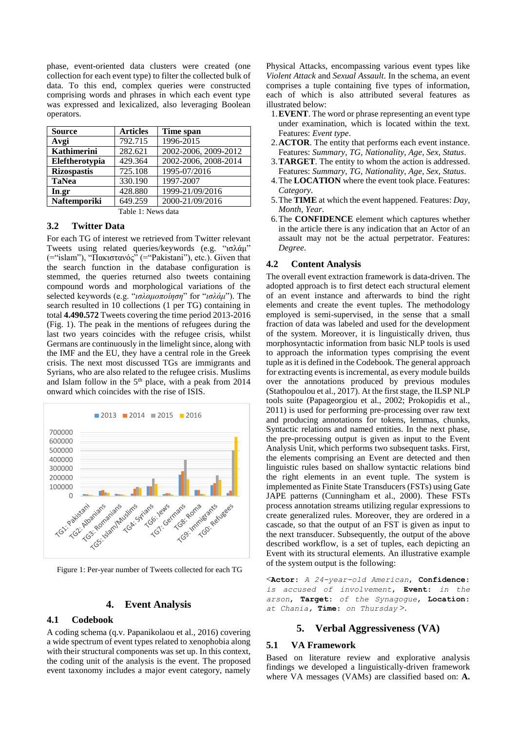phase, event-oriented data clusters were created (one collection for each event type) to filter the collected bulk of data. To this end, complex queries were constructed comprising words and phrases in which each event type was expressed and lexicalized, also leveraging Boolean operators.

| Source | Articles | Time span |
|---|---|---|
| **Avgi** | 792.715 | 1996-2015 |
| **Kathimerini** | 282.621 | 2002-2006, 2009-2012 |
| **Eleftherotypia** | 429.364 | 2002-2006, 2008-2014 |
| **Rizospastis** | 725.108 | 1995-07/2016 |
| **TaNea** | 330.190 | 1997-2007 |
| **In.gr** | 428.880 | 1999-21/09/2016 |
| **Naftemporiki** | 649.259 | 2000-21/09/2016 |

Table 1: News data

### 3.2 Twitter Data

For each TG of interest we retrieved from Twitter relevant Tweets using related queries/keywords (e.g. "ισλάμ" (="islam"), "Πακιστανός" (="Pakistani"), etc.). Given that the search function in the database configuration is stemmed, the queries returned also tweets containing compound words and morphological variations of the selected keywords (e.g. "*ισλαμοποίηση*" for "*ισλάμ*"). The search resulted in 10 collections (1 per TG) containing in total **4.490.572** Tweets covering the time period 2013-2016 (Fig. 1). The peak in the mentions of refugees during the last two years coincides with the refugee crisis, whilst Germans are continuously in the limelight since, along with the IMF and the EU, they have a central role in the Greek crisis. The next most discussed TGs are immigrants and Syrians, who are also related to the refugee crisis. Muslims and Islam follow in the 5th place, with a peak from 2014 onward which coincides with the rise of ISIS.

Figure 1: Per-year number of Tweets collected for each TG

## 4. Event Analysis

### 4.1 Codebook

A coding schema (q.v. Papanikolaou et al., 2016) covering a wide spectrum of event types related to xenophobia along with their structural components was set up. In this context, the coding unit of the analysis is the event. The proposed event taxonomy includes a major event category, namely Physical Attacks, encompassing various event types like *Violent Attack* and *Sexual Assault*. In the schema, an event comprises a tuple containing five types of information, each of which is also attributed several features as illustrated below:

1. **EVENT**. The word or phrase representing an event type under examination, which is located within the text. Features: *Event type*.
2. **ACTOR**. The entity that performs each event instance. Features: *Summary*, *TG*, *Nationality*, *Age*, *Sex*, *Status*.
3. **TARGET**. The entity to whom the action is addressed. Features: *Summary*, *TG*, *Nationality*, *Age*, *Sex*, *Status*.
4. The **LOCATION** where the event took place. Features: *Category*.
5. The **TIME** at which the event happened. Features: *Day*, *Month*, *Year*.
6. The **CONFIDENCE** element which captures whether in the article there is any indication that an Actor of an assault may not be the actual perpetrator. Features: *Degree*.

### 4.2 Content Analysis

The overall event extraction framework is data-driven. The adopted approach is to first detect each structural element of an event instance and afterwards to bind the right elements and create the event tuples. The methodology employed is semi-supervised, in the sense that a small fraction of data was labeled and used for the development of the system. Moreover, it is linguistically driven, thus morphosyntactic information from basic NLP tools is used to approach the information types comprising the event tuple as it is defined in the Codebook. The general approach for extracting events is incremental, as every module builds over the annotations produced by previous modules (Stathopoulou et al., 2017). At the first stage, the ILSP NLP tools suite (Papageorgiou et al., 2002; Prokopidis et al., 2011) is used for performing pre-processing over raw text and producing annotations for tokens, lemmas, chunks, Syntactic relations and named entities. In the next phase, the pre-processing output is given as input to the Event Analysis Unit, which performs two subsequent tasks. First, the elements comprising an Event are detected and then linguistic rules based on shallow syntactic relations bind the right elements in an event tuple. The system is implemented as Finite State Transducers (FSTs) using Gate JAPE patterns (Cunningham et al., 2000). These FSTs process annotation streams utilizing regular expressions to create generalized rules. Moreover, they are ordered in a cascade, so that the output of an FST is given as input to the next transducer. Subsequently, the output of the above described workflow, is a set of tuples, each depicting an Event with its structural elements. An illustrative example of the system output is the following:

```
<Actor: A 24-year-old American, Confidence: is accused of involvement, Event: in the arson, Target: of the Synagogue, Location: at Chania, Time: on Thursday>.
```

## 5. Verbal Aggressiveness (VA)

### 5.1 VA Framework

Based on literature review and explorative analysis findings we developed a linguistically-driven framework where VA messages (VAMs) are classified based on: **A.**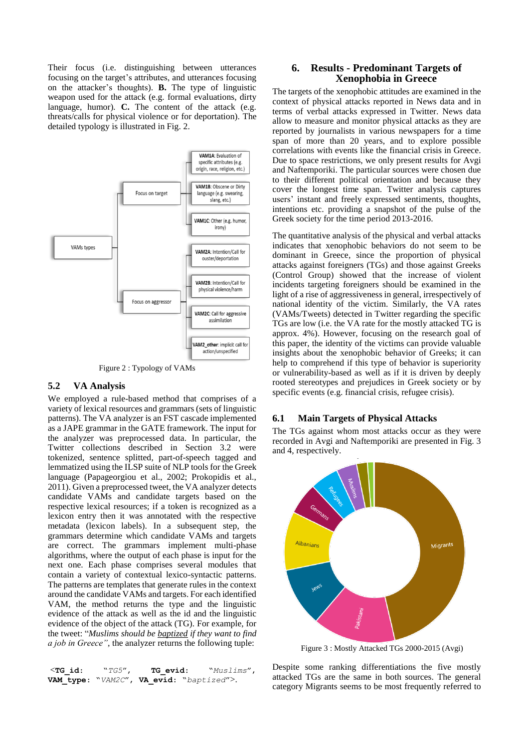Their focus (i.e. distinguishing between utterances focusing on the target's attributes, and utterances focusing on the attacker's thoughts). **B.** The type of linguistic weapon used for the attack (e.g. formal evaluations, dirty language, humor). **C.** The content of the attack (e.g. threats/calls for physical violence or for deportation). The detailed typology is illustrated in Fig. 2.

Figure 2 : Typology of VAMs

### 5.2 VA Analysis

We employed a rule-based method that comprises of a variety of lexical resources and grammars (sets of linguistic patterns). The VA analyzer is an FST cascade implemented as a JAPE grammar in the GATE framework. The input for the analyzer was preprocessed data. In particular, the Twitter collections described in Section 3.2 were tokenized, sentence splitted, part-of-speech tagged and lemmatized using the ILSP suite of NLP tools for the Greek language (Papageorgiou et al., 2002; Prokopidis et al., 2011). Given a preprocessed tweet, the VA analyzer detects candidate VAMs and candidate targets based on the respective lexical resources; if a token is recognized as a lexicon entry then it was annotated with the respective metadata (lexicon labels). In a subsequent step, the grammars determine which candidate VAMs and targets are correct. The grammars implement multi-phase algorithms, where the output of each phase is input for the next one. Each phase comprises several modules that contain a variety of contextual lexico-syntactic patterns. The patterns are templates that generate rules in the context around the candidate VAMs and targets. For each identified VAM, the method returns the type and the linguistic evidence of the attack as well as the id and the linguistic evidence of the object of the attack (TG). For example, for the tweet: "*Muslims should be* <u>*baptized*</u> *if they want to find a job in Greece"*, the analyzer returns the following tuple:

<**TG_id**: "*TG5*", **TG_evid**: "*Muslims*", **VAM_type**: "*VAM2C*", **VA_evid**: "*baptized*">.

## 6. Results - Predominant Targets of Xenophobia in Greece

The targets of the xenophobic attitudes are examined in the context of physical attacks reported in News data and in terms of verbal attacks expressed in Twitter. News data allow to measure and monitor physical attacks as they are reported by journalists in various newspapers for a time span of more than 20 years, and to explore possible correlations with events like the financial crisis in Greece. Due to space restrictions, we only present results for Avgi and Naftemporiki. The particular sources were chosen due to their different political orientation and because they cover the longest time span. Twitter analysis captures users' instant and freely expressed sentiments, thoughts, intentions etc. providing a snapshot of the pulse of the Greek society for the time period 2013-2016.

The quantitative analysis of the physical and verbal attacks indicates that xenophobic behaviors do not seem to be dominant in Greece, since the proportion of physical attacks against foreigners (TGs) and those against Greeks (Control Group) showed that the increase of violent incidents targeting foreigners should be examined in the light of a rise of aggressiveness in general, irrespectively of national identity of the victim. Similarly, the VA rates (VAMs/Tweets) detected in Twitter regarding the specific TGs are low (i.e. the VA rate for the mostly attacked TG is approx. 4%). However, focusing on the research goal of this paper, the identity of the victims can provide valuable insights about the xenophobic behavior of Greeks; it can help to comprehend if this type of behavior is superiority or vulnerability-based as well as if it is driven by deeply rooted stereotypes and prejudices in Greek society or by specific events (e.g. financial crisis, refugee crisis).

### 6.1 Main Targets of Physical Attacks

The TGs against whom most attacks occur as they were recorded in Avgi and Naftemporiki are presented in Fig. 3 and 4, respectively.

Figure 3 : Mostly Attacked TGs 2000-2015 (Avgi)

Despite some ranking differentiations the five mostly attacked TGs are the same in both sources. The general category Migrants seems to be most frequently referred to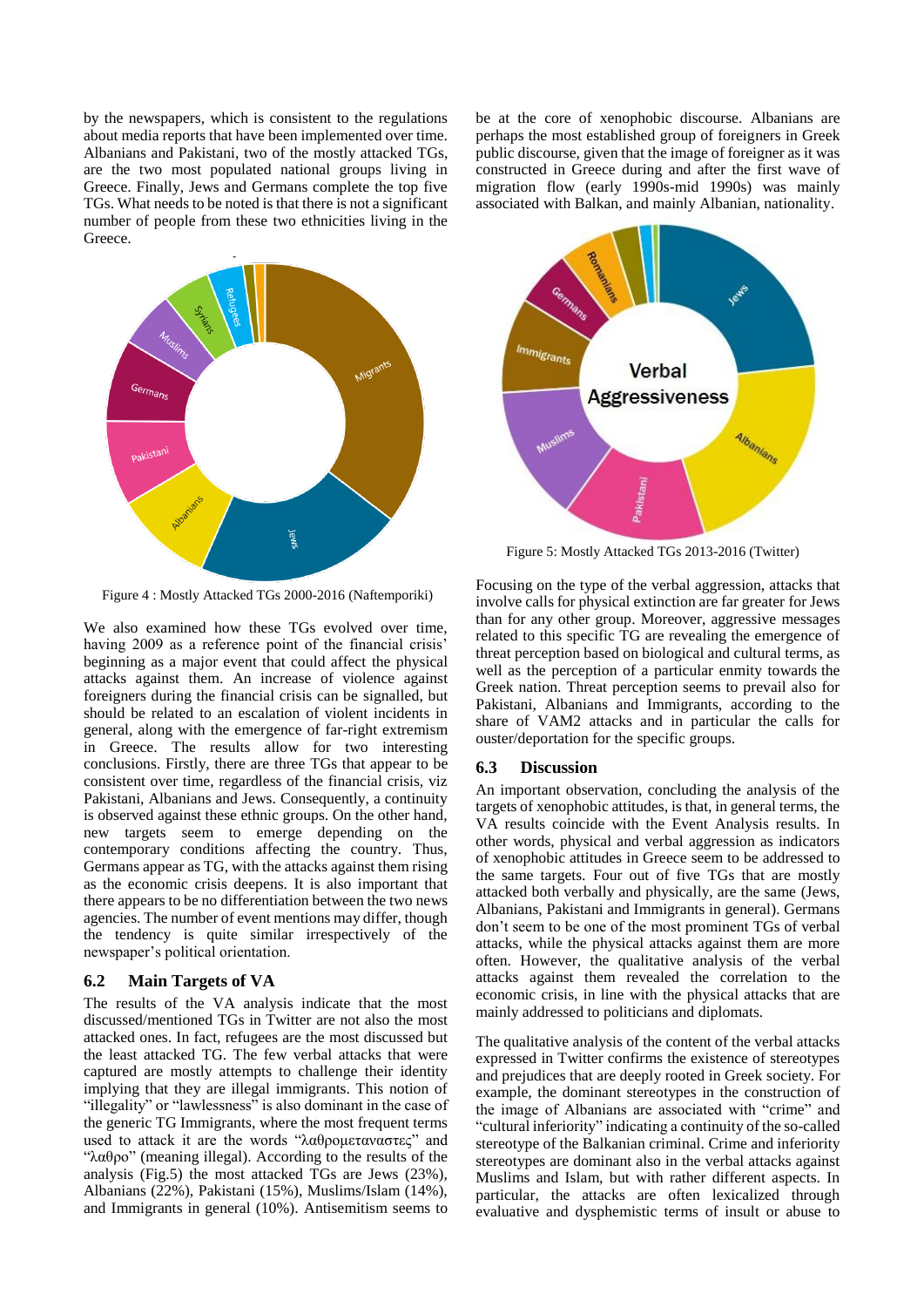by the newspapers, which is consistent to the regulations about media reports that have been implemented over time. Albanians and Pakistani, two of the mostly attacked TGs, are the two most populated national groups living in Greece. Finally, Jews and Germans complete the top five TGs. What needs to be noted is that there is not a significant number of people from these two ethnicities living in the Greece.

Figure 4 : Mostly Attacked TGs 2000-2016 (Naftemporiki)

We also examined how these TGs evolved over time, having 2009 as a reference point of the financial crisis' beginning as a major event that could affect the physical attacks against them. An increase of violence against foreigners during the financial crisis can be signalled, but should be related to an escalation of violent incidents in general, along with the emergence of far-right extremism in Greece. The results allow for two interesting conclusions. Firstly, there are three TGs that appear to be consistent over time, regardless of the financial crisis, viz Pakistani, Albanians and Jews. Consequently, a continuity is observed against these ethnic groups. On the other hand, new targets seem to emerge depending on the contemporary conditions affecting the country. Thus, Germans appear as TG, with the attacks against them rising as the economic crisis deepens. It is also important that there appears to be no differentiation between the two news agencies. The number of event mentions may differ, though the tendency is quite similar irrespectively of the newspaper's political orientation.

## 6.2 Main Targets of VA

The results of the VA analysis indicate that the most discussed/mentioned TGs in Twitter are not also the most attacked ones. In fact, refugees are the most discussed but the least attacked TG. The few verbal attacks that were captured are mostly attempts to challenge their identity implying that they are illegal immigrants. This notion of "illegality" or "lawlessness" is also dominant in the case of the generic TG Immigrants, where the most frequent terms used to attack it are the words "λαθρομεταναστες" and "λαθρο" (meaning illegal). According to the results of the analysis (Fig.5) the most attacked TGs are Jews (23%), Albanians (22%), Pakistani (15%), Muslims/Islam (14%), and Immigrants in general (10%). Antisemitism seems to be at the core of xenophobic discourse. Albanians are perhaps the most established group of foreigners in Greek public discourse, given that the image of foreigner as it was constructed in Greece during and after the first wave of migration flow (early 1990s-mid 1990s) was mainly associated with Balkan, and mainly Albanian, nationality.

Figure 5: Mostly Attacked TGs 2013-2016 (Twitter)

Focusing on the type of the verbal aggression, attacks that involve calls for physical extinction are far greater for Jews than for any other group. Moreover, aggressive messages related to this specific TG are revealing the emergence of threat perception based on biological and cultural terms, as well as the perception of a particular enmity towards the Greek nation. Threat perception seems to prevail also for Pakistani, Albanians and Immigrants, according to the share of VAM2 attacks and in particular the calls for ouster/deportation for the specific groups.

## 6.3 Discussion

An important observation, concluding the analysis of the targets of xenophobic attitudes, is that, in general terms, the VA results coincide with the Event Analysis results. In other words, physical and verbal aggression as indicators of xenophobic attitudes in Greece seem to be addressed to the same targets. Four out of five TGs that are mostly attacked both verbally and physically, are the same (Jews, Albanians, Pakistani and Immigrants in general). Germans don't seem to be one of the most prominent TGs of verbal attacks, while the physical attacks against them are more often. However, the qualitative analysis of the verbal attacks against them revealed the correlation to the economic crisis, in line with the physical attacks that are mainly addressed to politicians and diplomats.

The qualitative analysis of the content of the verbal attacks expressed in Twitter confirms the existence of stereotypes and prejudices that are deeply rooted in Greek society. For example, the dominant stereotypes in the construction of the image of Albanians are associated with "crime" and "cultural inferiority" indicating a continuity of the so-called stereotype of the Balkanian criminal. Crime and inferiority stereotypes are dominant also in the verbal attacks against Muslims and Islam, but with rather different aspects. In particular, the attacks are often lexicalized through evaluative and dysphemistic terms of insult or abuse to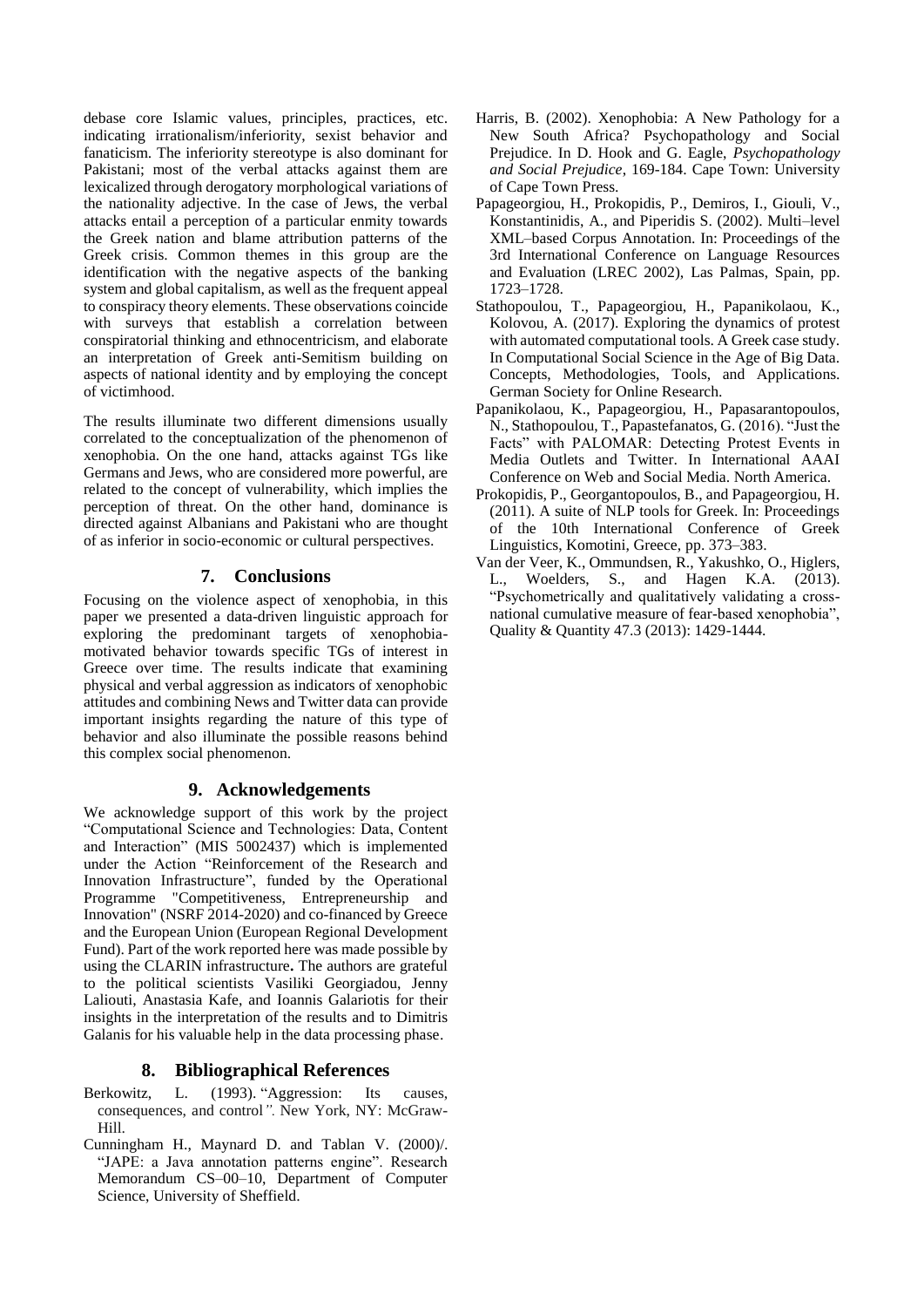debase core Islamic values, principles, practices, etc. indicating irrationalism/inferiority, sexist behavior and fanaticism. The inferiority stereotype is also dominant for Pakistani; most of the verbal attacks against them are lexicalized through derogatory morphological variations of the nationality adjective. In the case of Jews, the verbal attacks entail a perception of a particular enmity towards the Greek nation and blame attribution patterns of the Greek crisis. Common themes in this group are the identification with the negative aspects of the banking system and global capitalism, as well as the frequent appeal to conspiracy theory elements. These observations coincide with surveys that establish a correlation between conspiratorial thinking and ethnocentricism, and elaborate an interpretation of Greek anti-Semitism building on aspects of national identity and by employing the concept of victimhood.

The results illuminate two different dimensions usually correlated to the conceptualization of the phenomenon of xenophobia. On the one hand, attacks against TGs like Germans and Jews, who are considered more powerful, are related to the concept of vulnerability, which implies the perception of threat. On the other hand, dominance is directed against Albanians and Pakistani who are thought of as inferior in socio-economic or cultural perspectives.

## 7. Conclusions

Focusing on the violence aspect of xenophobia, in this paper we presented a data-driven linguistic approach for exploring the predominant targets of xenophobia-motivated behavior towards specific TGs of interest in Greece over time. The results indicate that examining physical and verbal aggression as indicators of xenophobic attitudes and combining News and Twitter data can provide important insights regarding the nature of this type of behavior and also illuminate the possible reasons behind this complex social phenomenon.

## 9. Acknowledgements

We acknowledge support of this work by the project "Computational Science and Technologies: Data, Content and Interaction" (MIS 5002437) which is implemented under the Action "Reinforcement of the Research and Innovation Infrastructure", funded by the Operational Programme "Competitiveness, Entrepreneurship and Innovation" (NSRF 2014-2020) and co-financed by Greece and the European Union (European Regional Development Fund). Part of the work reported here was made possible by using the CLARIN infrastructure**.** The authors are grateful to the political scientists Vasiliki Georgiadou, Jenny Laliouti, Anastasia Kafe, and Ioannis Galariotis for their insights in the interpretation of the results and to Dimitris Galanis for his valuable help in the data processing phase.

## 8. Bibliographical References

Berkowitz, L. (1993). "Aggression: Its causes, consequences, and control*".* New York, NY: McGraw-Hill.

Cunningham H., Maynard D. and Tablan V. (2000)/. "JAPE: a Java annotation patterns engine". Research Memorandum CS–00–10, Department of Computer Science, University of Sheffield.

Harris, B. (2002). Xenophobia: A New Pathology for a New South Africa? Psychopathology and Social Prejudice. In D. Hook and G. Eagle, *Psychopathology and Social Prejudice*, 169-184. Cape Town: University of Cape Town Press.

Papageorgiou, H., Prokopidis, P., Demiros, I., Giouli, V., Konstantinidis, A., and Piperidis S. (2002). Multi–level XML–based Corpus Annotation. In: Proceedings of the 3rd International Conference on Language Resources and Evaluation (LREC 2002), Las Palmas, Spain, pp. 1723–1728.

Stathopoulou, T., Papageorgiou, H., Papanikolaou, K., Kolovou, A. (2017). Exploring the dynamics of protest with automated computational tools. A Greek case study. In Computational Social Science in the Age of Big Data. Concepts, Methodologies, Tools, and Applications. German Society for Online Research.

Papanikolaou, K., Papageorgiou, H., Papasarantopoulos, N., Stathopoulou, T., Papastefanatos, G. (2016). "Just the Facts" with PALOMAR: Detecting Protest Events in Media Outlets and Twitter. In International AAAI Conference on Web and Social Media. North America.

Prokopidis, P., Georgantopoulos, B., and Papageorgiou, H. (2011). A suite of NLP tools for Greek. In: Proceedings of the 10th International Conference of Greek Linguistics, Komotini, Greece, pp. 373–383.

Van der Veer, K., Ommundsen, R., Yakushko, O., Higlers, L., Woelders, S., and Hagen K.A. (2013). "Psychometrically and qualitatively validating a cross-national cumulative measure of fear-based xenophobia", Quality & Quantity 47.3 (2013): 1429-1444.